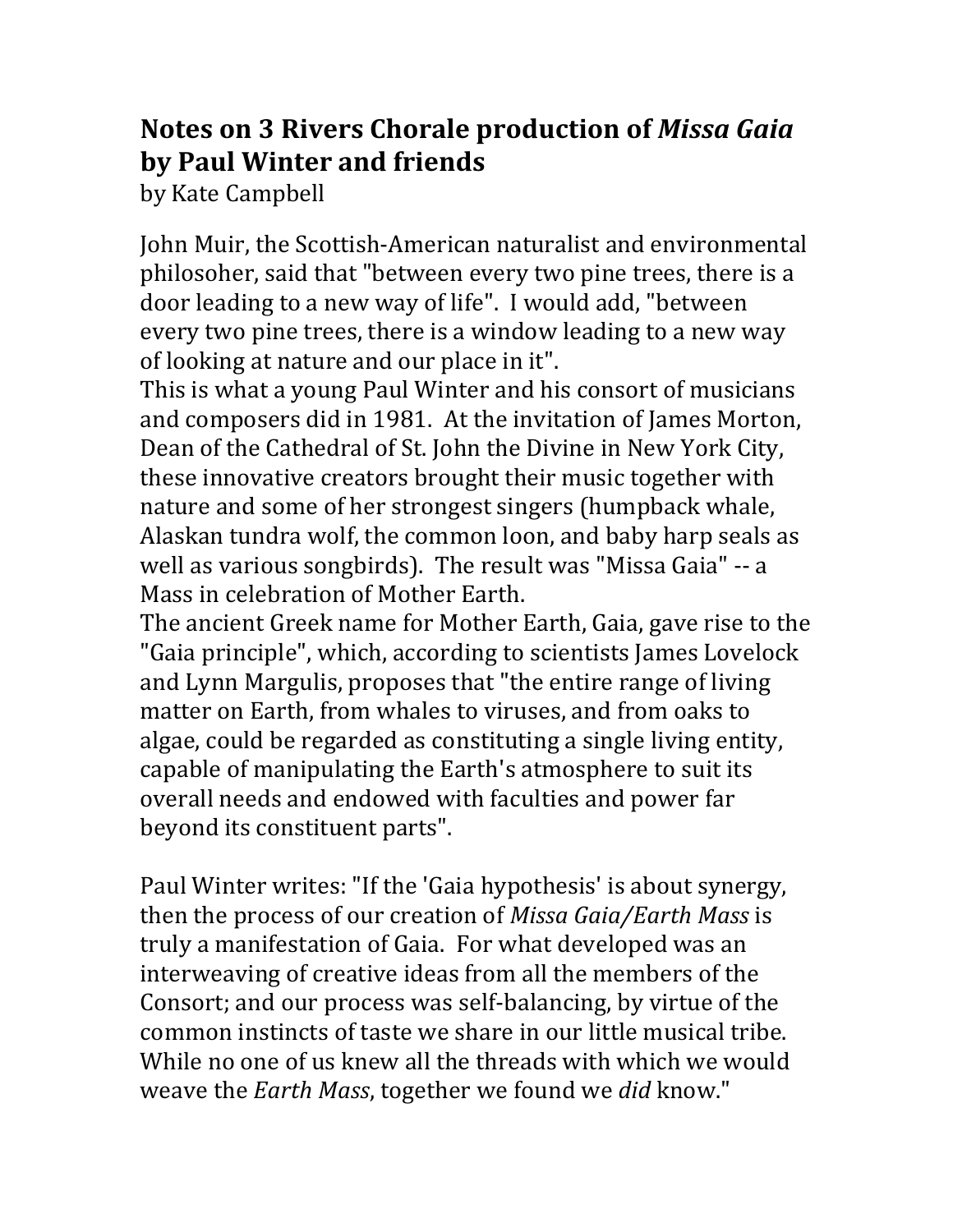# **Notes on 3 Rivers Chorale production of *Missa Gaia* by Paul Winter and friends**

by Kate Campbell

John Muir, the Scottish-American naturalist and environmental philosoher, said that "between every two pine trees, there is a door leading to a new way of life". I would add, "between every two pine trees, there is a window leading to a new way of looking at nature and our place in it".
This is what a young Paul Winter and his consort of musicians and composers did in 1981. At the invitation of James Morton, Dean of the Cathedral of St. John the Divine in New York City, these innovative creators brought their music together with nature and some of her strongest singers (humpback whale, Alaskan tundra wolf, the common loon, and baby harp seals as well as various songbirds). The result was "Missa Gaia" -- a Mass in celebration of Mother Earth.
The ancient Greek name for Mother Earth, Gaia, gave rise to the "Gaia principle", which, according to scientists James Lovelock and Lynn Margulis, proposes that "the entire range of living matter on Earth, from whales to viruses, and from oaks to algae, could be regarded as constituting a single living entity, capable of manipulating the Earth's atmosphere to suit its overall needs and endowed with faculties and power far beyond its constituent parts".

Paul Winter writes: "If the 'Gaia hypothesis' is about synergy, then the process of our creation of *Missa Gaia/Earth Mass* is truly a manifestation of Gaia. For what developed was an interweaving of creative ideas from all the members of the Consort; and our process was self-balancing, by virtue of the common instincts of taste we share in our little musical tribe. While no one of us knew all the threads with which we would weave the *Earth Mass*, together we found we *did* know."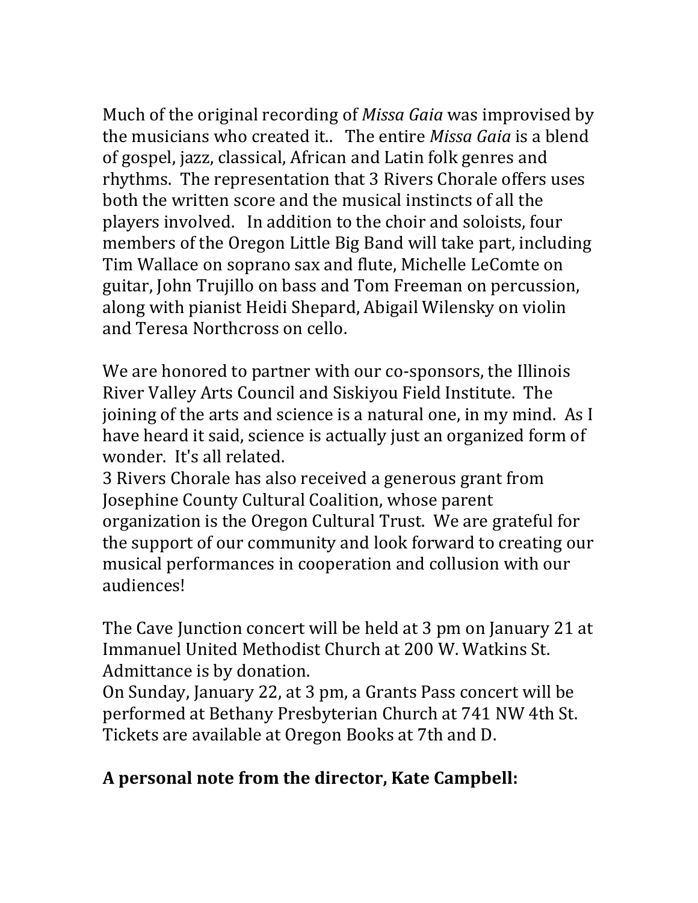Much of the original recording of *Missa Gaia* was improvised by the musicians who created it.. The entire *Missa Gaia* is a blend of gospel, jazz, classical, African and Latin folk genres and rhythms. The representation that 3 Rivers Chorale offers uses both the written score and the musical instincts of all the players involved. In addition to the choir and soloists, four members of the Oregon Little Big Band will take part, including Tim Wallace on soprano sax and flute, Michelle LeComte on guitar, John Trujillo on bass and Tom Freeman on percussion, along with pianist Heidi Shepard, Abigail Wilensky on violin and Teresa Northcross on cello.

We are honored to partner with our co-sponsors, the Illinois River Valley Arts Council and Siskiyou Field Institute. The joining of the arts and science is a natural one, in my mind. As I have heard it said, science is actually just an organized form of wonder. It's all related.
3 Rivers Chorale has also received a generous grant from Josephine County Cultural Coalition, whose parent organization is the Oregon Cultural Trust. We are grateful for the support of our community and look forward to creating our musical performances in cooperation and collusion with our audiences!

The Cave Junction concert will be held at 3 pm on January 21 at Immanuel United Methodist Church at 200 W. Watkins St. Admittance is by donation.
On Sunday, January 22, at 3 pm, a Grants Pass concert will be performed at Bethany Presbyterian Church at 741 NW 4th St. Tickets are available at Oregon Books at 7th and D.

**A personal note from the director, Kate Campbell:**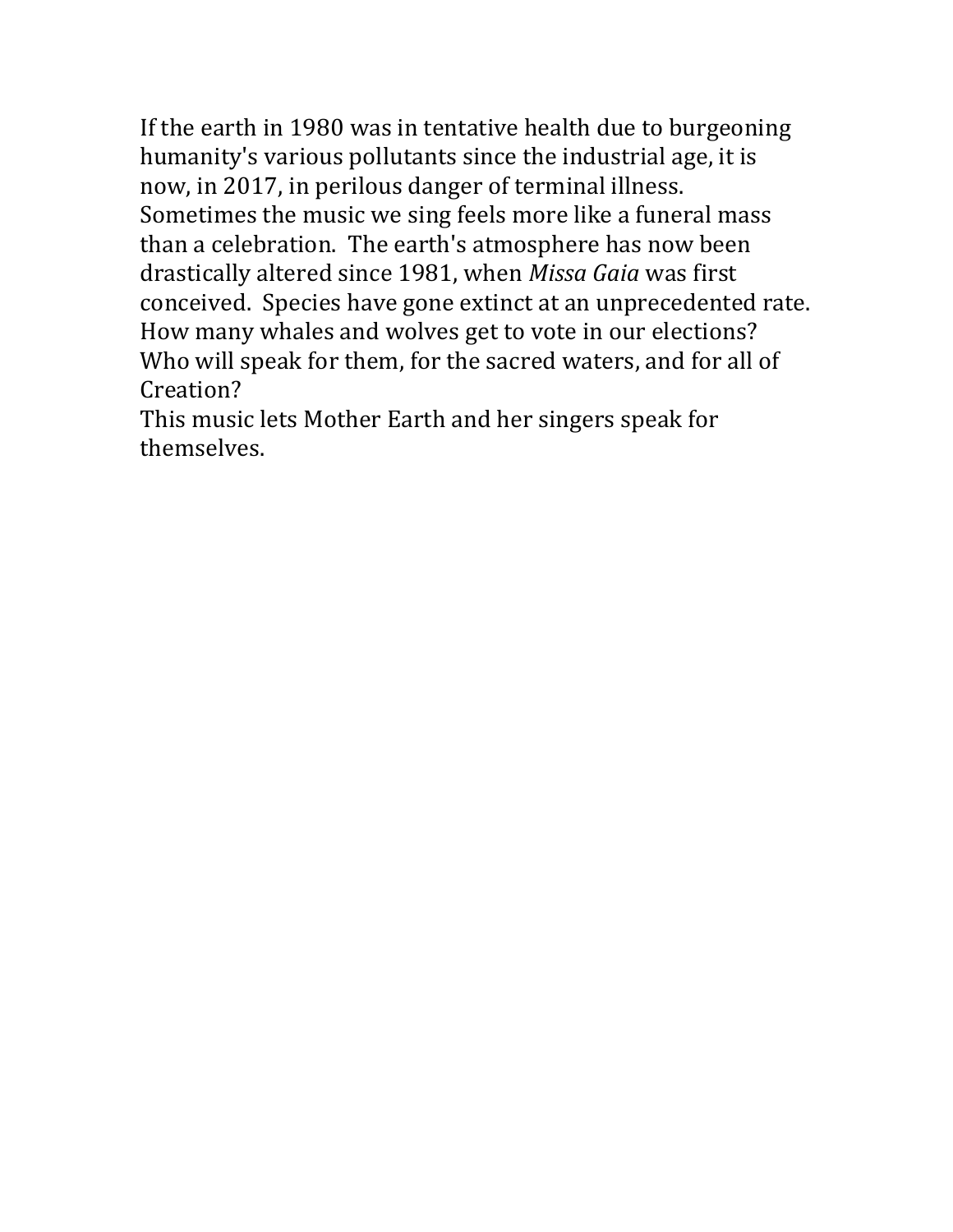If the earth in 1980 was in tentative health due to burgeoning humanity's various pollutants since the industrial age, it is now, in 2017, in perilous danger of terminal illness. Sometimes the music we sing feels more like a funeral mass than a celebration. The earth's atmosphere has now been drastically altered since 1981, when *Missa Gaia* was first conceived. Species have gone extinct at an unprecedented rate. How many whales and wolves get to vote in our elections? Who will speak for them, for the sacred waters, and for all of Creation?

This music lets Mother Earth and her singers speak for themselves.